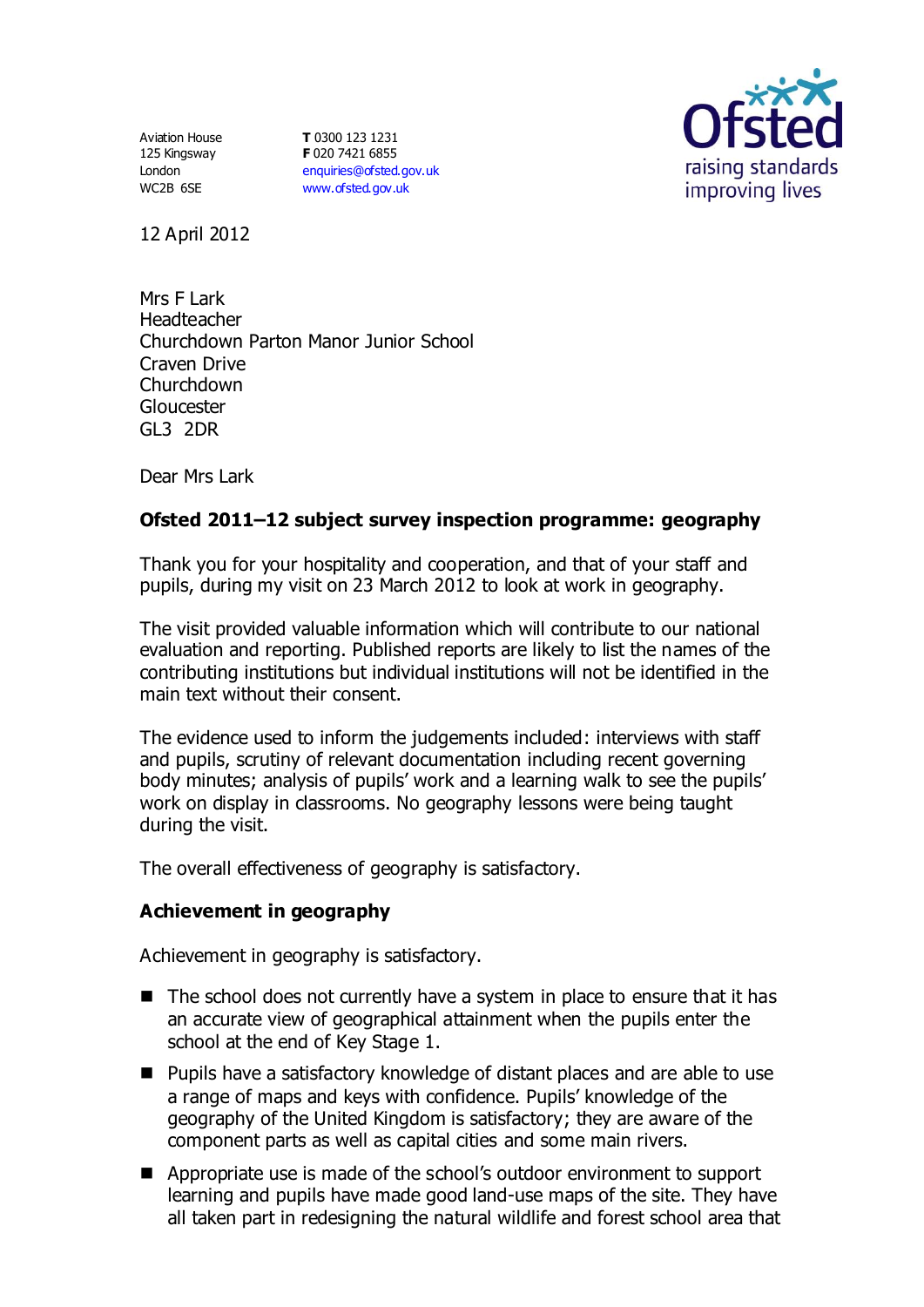Aviation House
125 Kingsway
London
WC2B 6SE

**T** 0300 123 1231
**F** 020 7421 6855
enquiries@ofsted.gov.uk
www.ofsted.gov.uk

Ofsted
raising standards
improving lives

12 April 2012

Mrs F Lark
Headteacher
Churchdown Parton Manor Junior School
Craven Drive
Churchdown
Gloucester
GL3 2DR

Dear Mrs Lark

**Ofsted 2011–12 subject survey inspection programme: geography**

Thank you for your hospitality and cooperation, and that of your staff and pupils, during my visit on 23 March 2012 to look at work in geography.

The visit provided valuable information which will contribute to our national evaluation and reporting. Published reports are likely to list the names of the contributing institutions but individual institutions will not be identified in the main text without their consent.

The evidence used to inform the judgements included: interviews with staff and pupils, scrutiny of relevant documentation including recent governing body minutes; analysis of pupils' work and a learning walk to see the pupils' work on display in classrooms. No geography lessons were being taught during the visit.

The overall effectiveness of geography is satisfactory.

**Achievement in geography**

Achievement in geography is satisfactory.

- The school does not currently have a system in place to ensure that it has an accurate view of geographical attainment when the pupils enter the school at the end of Key Stage 1.
- Pupils have a satisfactory knowledge of distant places and are able to use a range of maps and keys with confidence. Pupils' knowledge of the geography of the United Kingdom is satisfactory; they are aware of the component parts as well as capital cities and some main rivers.
- Appropriate use is made of the school's outdoor environment to support learning and pupils have made good land-use maps of the site. They have all taken part in redesigning the natural wildlife and forest school area that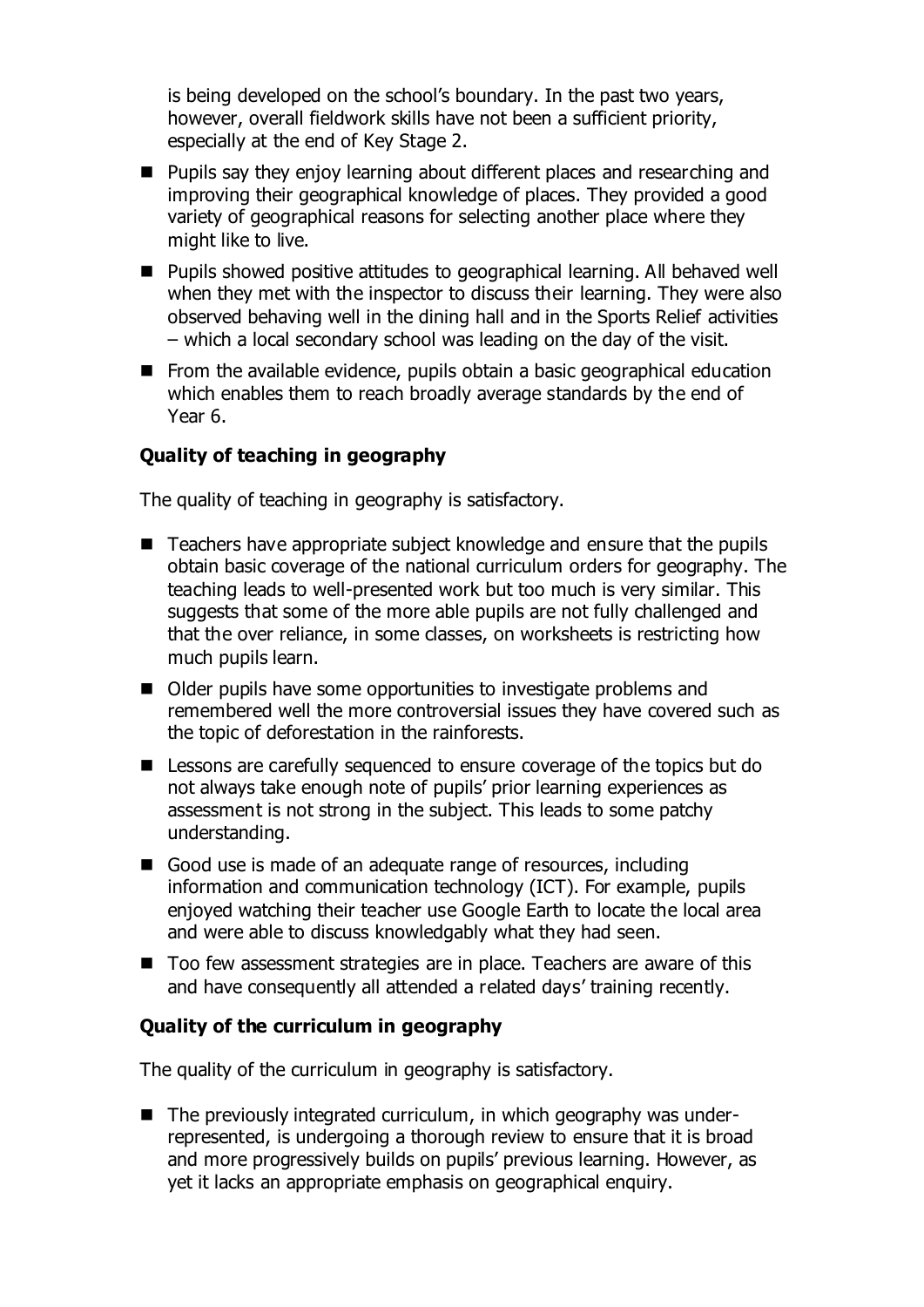is being developed on the school's boundary. In the past two years, however, overall fieldwork skills have not been a sufficient priority, especially at the end of Key Stage 2.

- Pupils say they enjoy learning about different places and researching and improving their geographical knowledge of places. They provided a good variety of geographical reasons for selecting another place where they might like to live.
- Pupils showed positive attitudes to geographical learning. All behaved well when they met with the inspector to discuss their learning. They were also observed behaving well in the dining hall and in the Sports Relief activities – which a local secondary school was leading on the day of the visit.
- From the available evidence, pupils obtain a basic geographical education which enables them to reach broadly average standards by the end of Year 6.

**Quality of teaching in geography**

The quality of teaching in geography is satisfactory.

- Teachers have appropriate subject knowledge and ensure that the pupils obtain basic coverage of the national curriculum orders for geography. The teaching leads to well-presented work but too much is very similar. This suggests that some of the more able pupils are not fully challenged and that the over reliance, in some classes, on worksheets is restricting how much pupils learn.
- Older pupils have some opportunities to investigate problems and remembered well the more controversial issues they have covered such as the topic of deforestation in the rainforests.
- Lessons are carefully sequenced to ensure coverage of the topics but do not always take enough note of pupils' prior learning experiences as assessment is not strong in the subject. This leads to some patchy understanding.
- Good use is made of an adequate range of resources, including information and communication technology (ICT). For example, pupils enjoyed watching their teacher use Google Earth to locate the local area and were able to discuss knowledgably what they had seen.
- Too few assessment strategies are in place. Teachers are aware of this and have consequently all attended a related days' training recently.

**Quality of the curriculum in geography**

The quality of the curriculum in geography is satisfactory.

- The previously integrated curriculum, in which geography was under-represented, is undergoing a thorough review to ensure that it is broad and more progressively builds on pupils' previous learning. However, as yet it lacks an appropriate emphasis on geographical enquiry.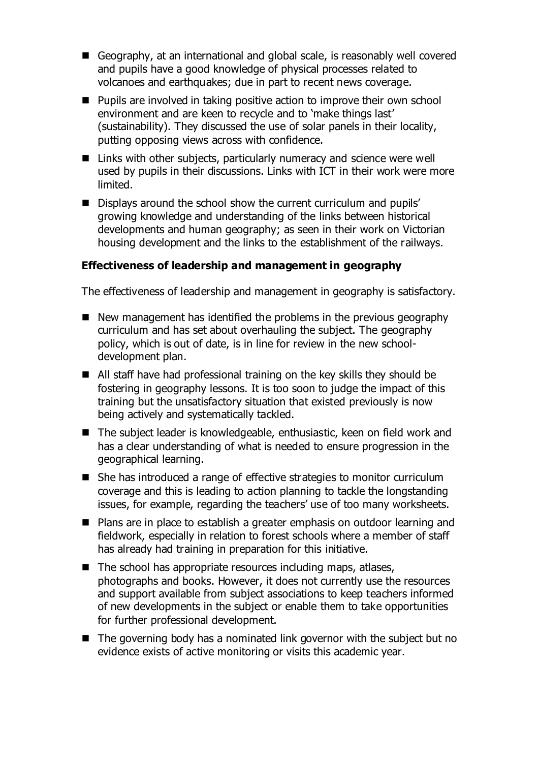- Geography, at an international and global scale, is reasonably well covered and pupils have a good knowledge of physical processes related to volcanoes and earthquakes; due in part to recent news coverage.
- Pupils are involved in taking positive action to improve their own school environment and are keen to recycle and to 'make things last' (sustainability). They discussed the use of solar panels in their locality, putting opposing views across with confidence.
- Links with other subjects, particularly numeracy and science were well used by pupils in their discussions. Links with ICT in their work were more limited.
- Displays around the school show the current curriculum and pupils' growing knowledge and understanding of the links between historical developments and human geography; as seen in their work on Victorian housing development and the links to the establishment of the railways.

**Effectiveness of leadership and management in geography**

The effectiveness of leadership and management in geography is satisfactory.

- New management has identified the problems in the previous geography curriculum and has set about overhauling the subject. The geography policy, which is out of date, is in line for review in the new school-development plan.
- All staff have had professional training on the key skills they should be fostering in geography lessons. It is too soon to judge the impact of this training but the unsatisfactory situation that existed previously is now being actively and systematically tackled.
- The subject leader is knowledgeable, enthusiastic, keen on field work and has a clear understanding of what is needed to ensure progression in the geographical learning.
- She has introduced a range of effective strategies to monitor curriculum coverage and this is leading to action planning to tackle the longstanding issues, for example, regarding the teachers' use of too many worksheets.
- Plans are in place to establish a greater emphasis on outdoor learning and fieldwork, especially in relation to forest schools where a member of staff has already had training in preparation for this initiative.
- The school has appropriate resources including maps, atlases, photographs and books. However, it does not currently use the resources and support available from subject associations to keep teachers informed of new developments in the subject or enable them to take opportunities for further professional development.
- The governing body has a nominated link governor with the subject but no evidence exists of active monitoring or visits this academic year.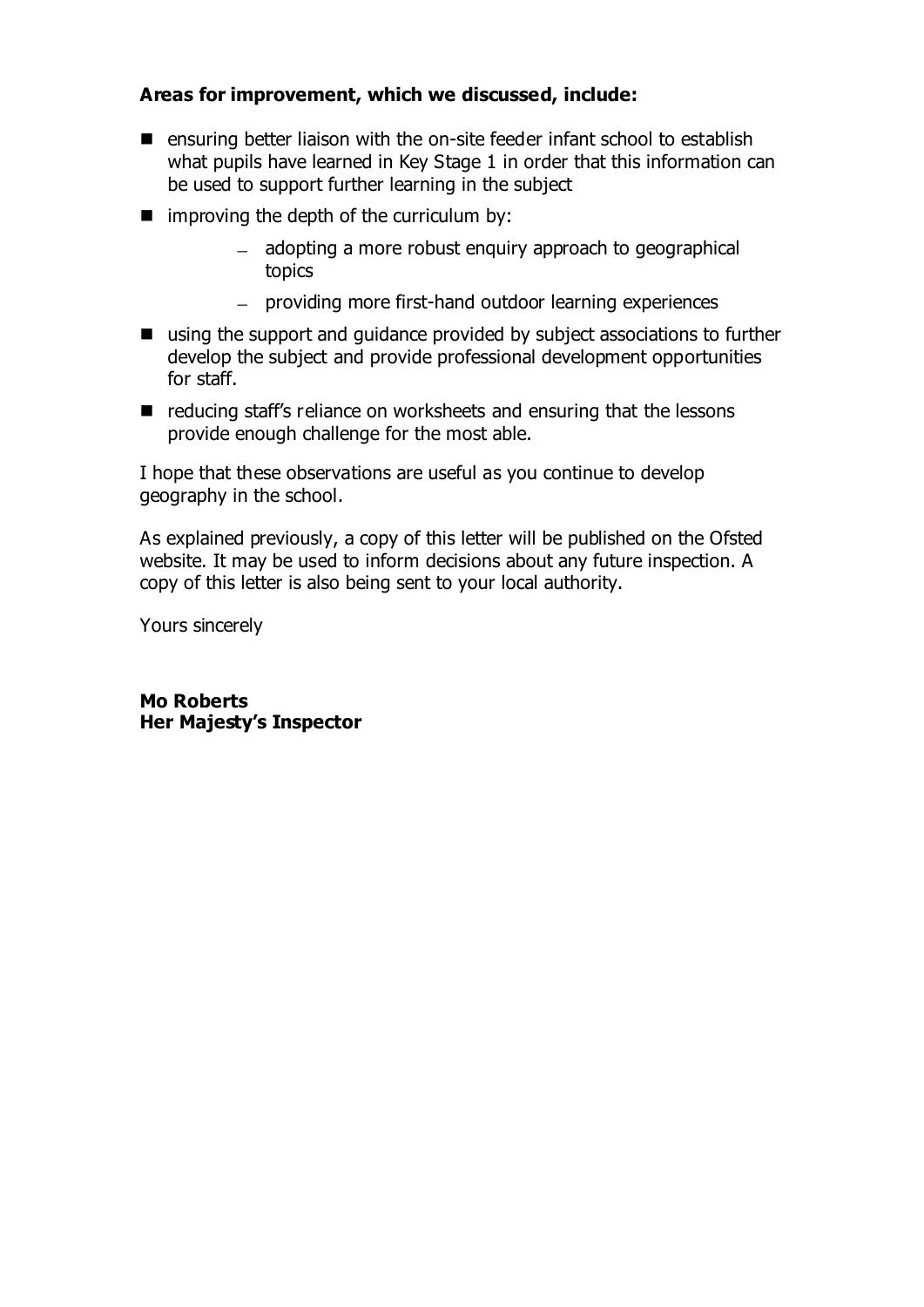**Areas for improvement, which we discussed, include:**

- ensuring better liaison with the on-site feeder infant school to establish what pupils have learned in Key Stage 1 in order that this information can be used to support further learning in the subject
- improving the depth of the curriculum by:
  - adopting a more robust enquiry approach to geographical topics
  - providing more first-hand outdoor learning experiences
- using the support and guidance provided by subject associations to further develop the subject and provide professional development opportunities for staff.
- reducing staff's reliance on worksheets and ensuring that the lessons provide enough challenge for the most able.

I hope that these observations are useful as you continue to develop geography in the school.

As explained previously, a copy of this letter will be published on the Ofsted website. It may be used to inform decisions about any future inspection. A copy of this letter is also being sent to your local authority.

Yours sincerely

**Mo Roberts**
**Her Majesty's Inspector**